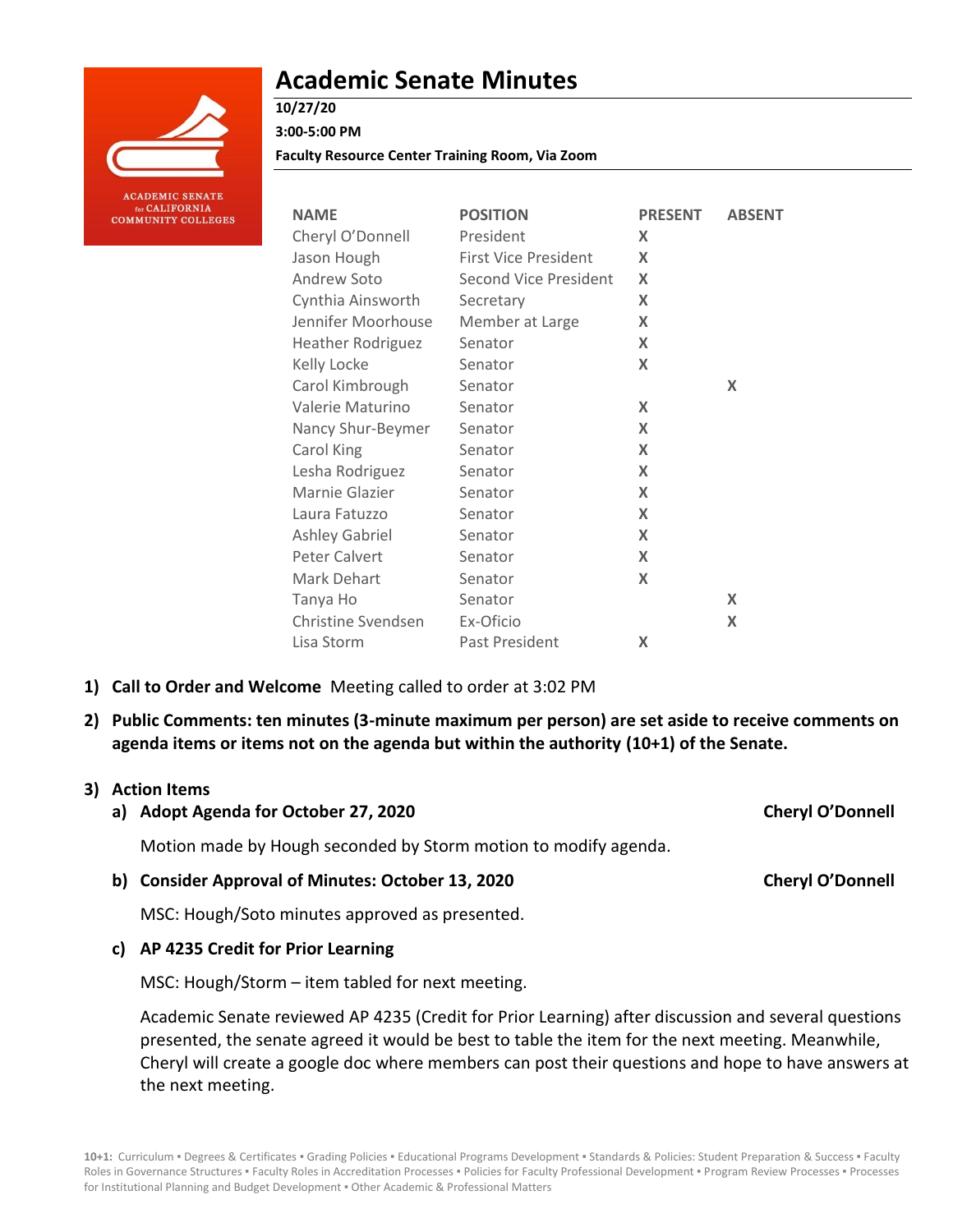# Academic Senate Minutes

**10/27/20**

**3:00-5:00 PM**

**Faculty Resource Center Training Room, Via Zoom**

| NAME | POSITION | PRESENT | ABSENT |
|---|---|---|---|
| Cheryl O'Donnell | President | X | |
| Jason Hough | First Vice President | X | |
| Andrew Soto | Second Vice President | X | |
| Cynthia Ainsworth | Secretary | X | |
| Jennifer Moorhouse | Member at Large | X | |
| Heather Rodriguez | Senator | X | |
| Kelly Locke | Senator | X | |
| Carol Kimbrough | Senator | | X |
| Valerie Maturino | Senator | X | |
| Nancy Shur-Beymer | Senator | X | |
| Carol King | Senator | X | |
| Lesha Rodriguez | Senator | X | |
| Marnie Glazier | Senator | X | |
| Laura Fatuzzo | Senator | X | |
| Ashley Gabriel | Senator | X | |
| Peter Calvert | Senator | X | |
| Mark Dehart | Senator | X | |
| Tanya Ho | Senator | | X |
| Christine Svendsen | Ex-Oficio | | X |
| Lisa Storm | Past President | X | |

1) **Call to Order and Welcome** Meeting called to order at 3:02 PM

2) **Public Comments: ten minutes (3-minute maximum per person) are set aside to receive comments on agenda items or items not on the agenda but within the authority (10+1) of the Senate.**

3) **Action Items**

   a) **Adopt Agenda for October 27, 2020** — **Cheryl O'Donnell**

      Motion made by Hough seconded by Storm motion to modify agenda.

   b) **Consider Approval of Minutes: October 13, 2020** — **Cheryl O'Donnell**

      MSC: Hough/Soto minutes approved as presented.

   c) **AP 4235 Credit for Prior Learning**

      MSC: Hough/Storm – item tabled for next meeting.

      Academic Senate reviewed AP 4235 (Credit for Prior Learning) after discussion and several questions presented, the senate agreed it would be best to table the item for the next meeting. Meanwhile, Cheryl will create a google doc where members can post their questions and hope to have answers at the next meeting.

**10+1:** Curriculum ▪ Degrees & Certificates ▪ Grading Policies ▪ Educational Programs Development ▪ Standards & Policies: Student Preparation & Success ▪ Faculty Roles in Governance Structures ▪ Faculty Roles in Accreditation Processes ▪ Policies for Faculty Professional Development ▪ Program Review Processes ▪ Processes for Institutional Planning and Budget Development ▪ Other Academic & Professional Matters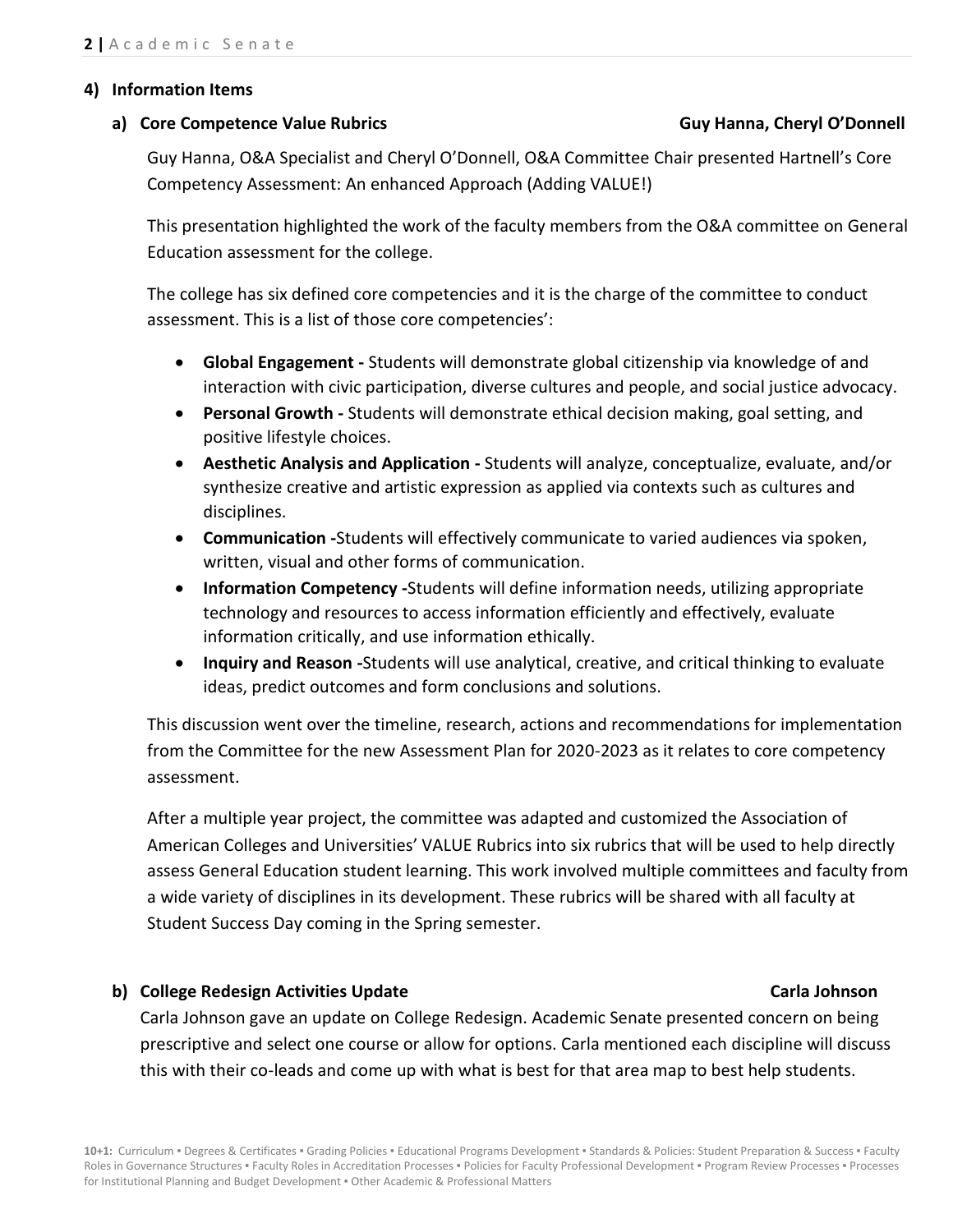## 4) Information Items

### a) Core Competence Value Rubrics — Guy Hanna, Cheryl O'Donnell

Guy Hanna, O&A Specialist and Cheryl O'Donnell, O&A Committee Chair presented Hartnell's Core Competency Assessment: An enhanced Approach (Adding VALUE!)

This presentation highlighted the work of the faculty members from the O&A committee on General Education assessment for the college.

The college has six defined core competencies and it is the charge of the committee to conduct assessment. This is a list of those core competencies':

- **Global Engagement -** Students will demonstrate global citizenship via knowledge of and interaction with civic participation, diverse cultures and people, and social justice advocacy.
- **Personal Growth -** Students will demonstrate ethical decision making, goal setting, and positive lifestyle choices.
- **Aesthetic Analysis and Application -** Students will analyze, conceptualize, evaluate, and/or synthesize creative and artistic expression as applied via contexts such as cultures and disciplines.
- **Communication -**Students will effectively communicate to varied audiences via spoken, written, visual and other forms of communication.
- **Information Competency -**Students will define information needs, utilizing appropriate technology and resources to access information efficiently and effectively, evaluate information critically, and use information ethically.
- **Inquiry and Reason -**Students will use analytical, creative, and critical thinking to evaluate ideas, predict outcomes and form conclusions and solutions.

This discussion went over the timeline, research, actions and recommendations for implementation from the Committee for the new Assessment Plan for 2020-2023 as it relates to core competency assessment.

After a multiple year project, the committee was adapted and customized the Association of American Colleges and Universities' VALUE Rubrics into six rubrics that will be used to help directly assess General Education student learning. This work involved multiple committees and faculty from a wide variety of disciplines in its development. These rubrics will be shared with all faculty at Student Success Day coming in the Spring semester.

### b) College Redesign Activities Update — Carla Johnson

Carla Johnson gave an update on College Redesign. Academic Senate presented concern on being prescriptive and select one course or allow for options. Carla mentioned each discipline will discuss this with their co-leads and come up with what is best for that area map to best help students.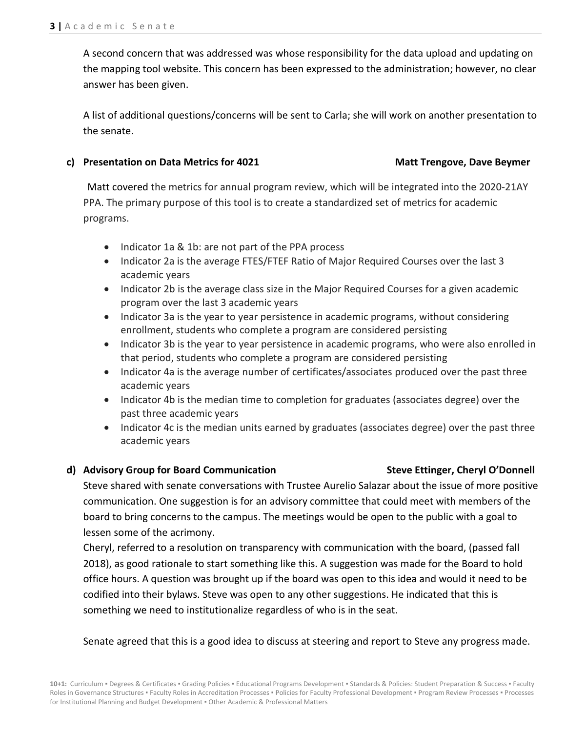A second concern that was addressed was whose responsibility for the data upload and updating on the mapping tool website. This concern has been expressed to the administration; however, no clear answer has been given.

A list of additional questions/concerns will be sent to Carla; she will work on another presentation to the senate.

**c) Presentation on Data Metrics for 4021 — Matt Trengove, Dave Beymer**

Matt covered the metrics for annual program review, which will be integrated into the 2020-21AY PPA. The primary purpose of this tool is to create a standardized set of metrics for academic programs.

- Indicator 1a & 1b: are not part of the PPA process
- Indicator 2a is the average FTES/FTEF Ratio of Major Required Courses over the last 3 academic years
- Indicator 2b is the average class size in the Major Required Courses for a given academic program over the last 3 academic years
- Indicator 3a is the year to year persistence in academic programs, without considering enrollment, students who complete a program are considered persisting
- Indicator 3b is the year to year persistence in academic programs, who were also enrolled in that period, students who complete a program are considered persisting
- Indicator 4a is the average number of certificates/associates produced over the past three academic years
- Indicator 4b is the median time to completion for graduates (associates degree) over the past three academic years
- Indicator 4c is the median units earned by graduates (associates degree) over the past three academic years

**d) Advisory Group for Board Communication — Steve Ettinger, Cheryl O'Donnell**

Steve shared with senate conversations with Trustee Aurelio Salazar about the issue of more positive communication. One suggestion is for an advisory committee that could meet with members of the board to bring concerns to the campus. The meetings would be open to the public with a goal to lessen some of the acrimony.

Cheryl, referred to a resolution on transparency with communication with the board, (passed fall 2018), as good rationale to start something like this. A suggestion was made for the Board to hold office hours. A question was brought up if the board was open to this idea and would it need to be codified into their bylaws. Steve was open to any other suggestions. He indicated that this is something we need to institutionalize regardless of who is in the seat.

Senate agreed that this is a good idea to discuss at steering and report to Steve any progress made.

**10+1:** Curriculum ▪ Degrees & Certificates ▪ Grading Policies ▪ Educational Programs Development ▪ Standards & Policies: Student Preparation & Success ▪ Faculty Roles in Governance Structures ▪ Faculty Roles in Accreditation Processes ▪ Policies for Faculty Professional Development ▪ Program Review Processes ▪ Processes for Institutional Planning and Budget Development ▪ Other Academic & Professional Matters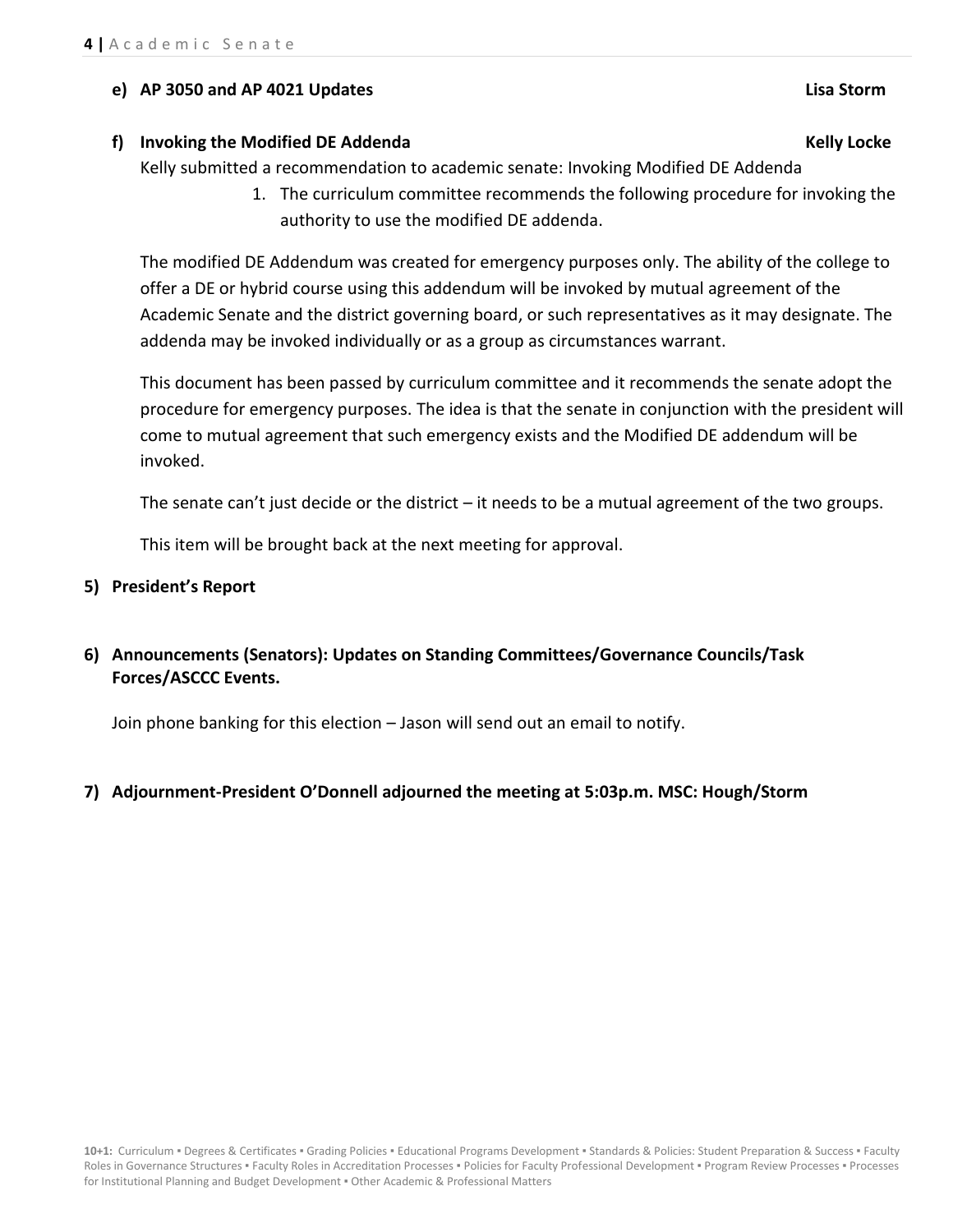**e) AP 3050 and AP 4021 Updates** **Lisa Storm**

**f) Invoking the Modified DE Addenda** **Kelly Locke**

Kelly submitted a recommendation to academic senate: Invoking Modified DE Addenda

1. The curriculum committee recommends the following procedure for invoking the authority to use the modified DE addenda.

The modified DE Addendum was created for emergency purposes only. The ability of the college to offer a DE or hybrid course using this addendum will be invoked by mutual agreement of the Academic Senate and the district governing board, or such representatives as it may designate. The addenda may be invoked individually or as a group as circumstances warrant.

This document has been passed by curriculum committee and it recommends the senate adopt the procedure for emergency purposes. The idea is that the senate in conjunction with the president will come to mutual agreement that such emergency exists and the Modified DE addendum will be invoked.

The senate can't just decide or the district – it needs to be a mutual agreement of the two groups.

This item will be brought back at the next meeting for approval.

**5) President's Report**

**6) Announcements (Senators): Updates on Standing Committees/Governance Councils/Task Forces/ASCCC Events.**

Join phone banking for this election – Jason will send out an email to notify.

**7) Adjournment-President O'Donnell adjourned the meeting at 5:03p.m. MSC: Hough/Storm**

**10+1:** Curriculum ▪ Degrees & Certificates ▪ Grading Policies ▪ Educational Programs Development ▪ Standards & Policies: Student Preparation & Success ▪ Faculty Roles in Governance Structures ▪ Faculty Roles in Accreditation Processes ▪ Policies for Faculty Professional Development ▪ Program Review Processes ▪ Processes for Institutional Planning and Budget Development ▪ Other Academic & Professional Matters